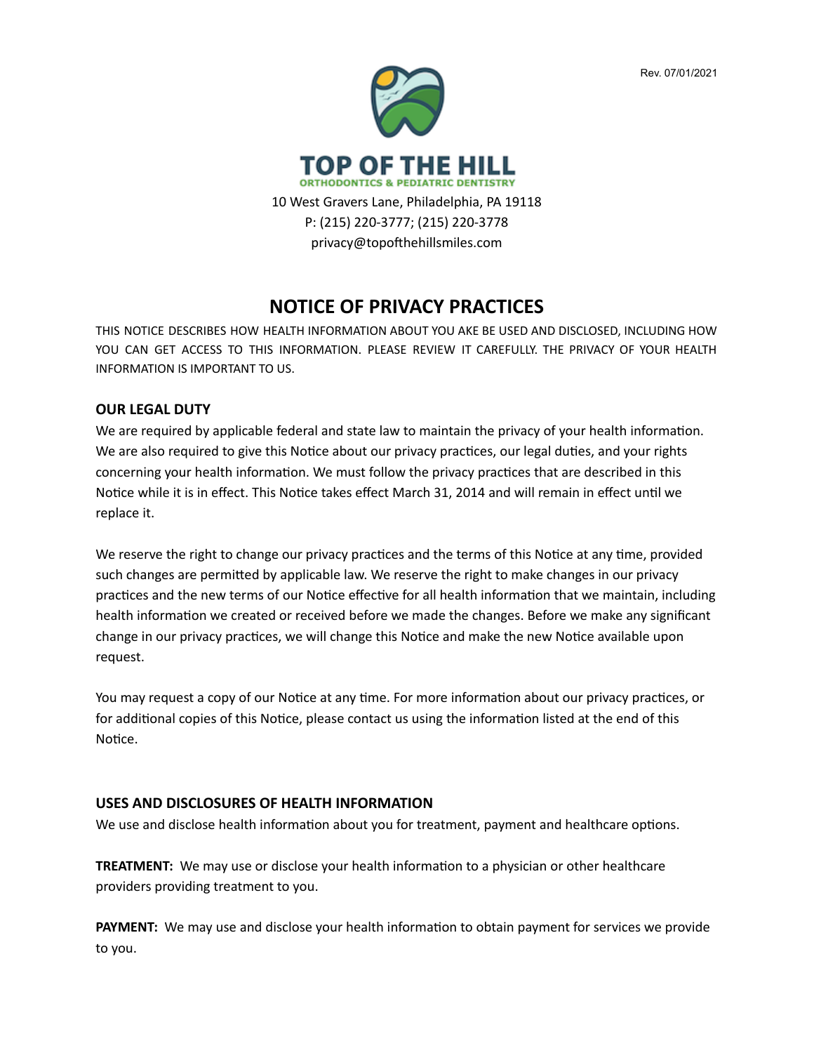Rev. 07/01/2021

**TOP OF THE HILL**
ORTHODONTICS & PEDIATRIC DENTISTRY

10 West Gravers Lane, Philadelphia, PA 19118
P: (215) 220-3777; (215) 220-3778
privacy@topofthehillsmiles.com

# NOTICE OF PRIVACY PRACTICES

THIS NOTICE DESCRIBES HOW HEALTH INFORMATION ABOUT YOU AKE BE USED AND DISCLOSED, INCLUDING HOW YOU CAN GET ACCESS TO THIS INFORMATION. PLEASE REVIEW IT CAREFULLY. THE PRIVACY OF YOUR HEALTH INFORMATION IS IMPORTANT TO US.

## OUR LEGAL DUTY

We are required by applicable federal and state law to maintain the privacy of your health information. We are also required to give this Notice about our privacy practices, our legal duties, and your rights concerning your health information. We must follow the privacy practices that are described in this Notice while it is in effect. This Notice takes effect March 31, 2014 and will remain in effect until we replace it.

We reserve the right to change our privacy practices and the terms of this Notice at any time, provided such changes are permitted by applicable law. We reserve the right to make changes in our privacy practices and the new terms of our Notice effective for all health information that we maintain, including health information we created or received before we made the changes. Before we make any significant change in our privacy practices, we will change this Notice and make the new Notice available upon request.

You may request a copy of our Notice at any time. For more information about our privacy practices, or for additional copies of this Notice, please contact us using the information listed at the end of this Notice.

## USES AND DISCLOSURES OF HEALTH INFORMATION

We use and disclose health information about you for treatment, payment and healthcare options.

**TREATMENT:** We may use or disclose your health information to a physician or other healthcare providers providing treatment to you.

**PAYMENT:** We may use and disclose your health information to obtain payment for services we provide to you.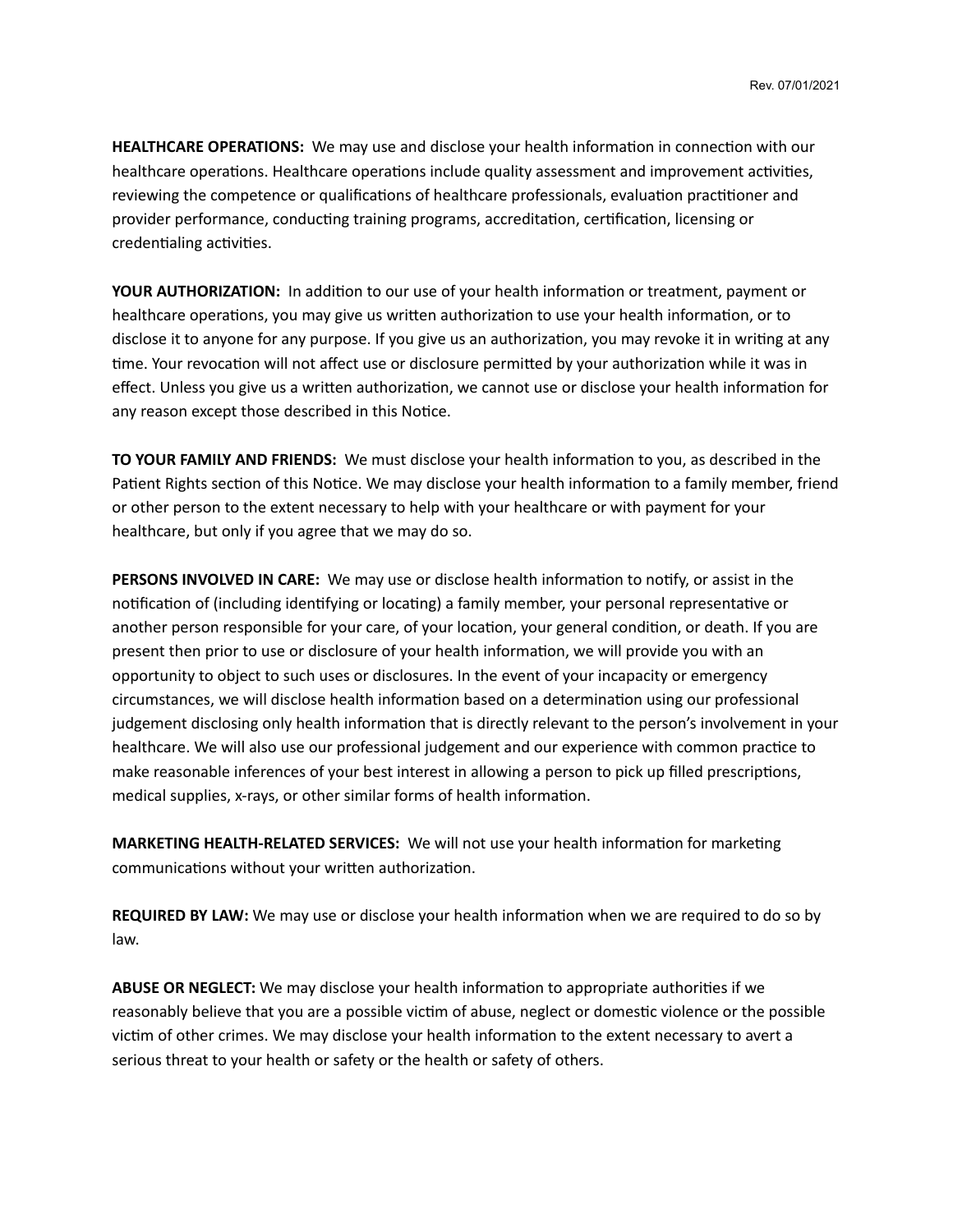**HEALTHCARE OPERATIONS:** We may use and disclose your health information in connection with our healthcare operations. Healthcare operations include quality assessment and improvement activities, reviewing the competence or qualifications of healthcare professionals, evaluation practitioner and provider performance, conducting training programs, accreditation, certification, licensing or credentialing activities.

**YOUR AUTHORIZATION:** In addition to our use of your health information or treatment, payment or healthcare operations, you may give us written authorization to use your health information, or to disclose it to anyone for any purpose. If you give us an authorization, you may revoke it in writing at any time. Your revocation will not affect use or disclosure permitted by your authorization while it was in effect. Unless you give us a written authorization, we cannot use or disclose your health information for any reason except those described in this Notice.

**TO YOUR FAMILY AND FRIENDS:** We must disclose your health information to you, as described in the Patient Rights section of this Notice. We may disclose your health information to a family member, friend or other person to the extent necessary to help with your healthcare or with payment for your healthcare, but only if you agree that we may do so.

**PERSONS INVOLVED IN CARE:** We may use or disclose health information to notify, or assist in the notification of (including identifying or locating) a family member, your personal representative or another person responsible for your care, of your location, your general condition, or death. If you are present then prior to use or disclosure of your health information, we will provide you with an opportunity to object to such uses or disclosures. In the event of your incapacity or emergency circumstances, we will disclose health information based on a determination using our professional judgement disclosing only health information that is directly relevant to the person's involvement in your healthcare. We will also use our professional judgement and our experience with common practice to make reasonable inferences of your best interest in allowing a person to pick up filled prescriptions, medical supplies, x-rays, or other similar forms of health information.

**MARKETING HEALTH-RELATED SERVICES:** We will not use your health information for marketing communications without your written authorization.

**REQUIRED BY LAW:** We may use or disclose your health information when we are required to do so by law.

**ABUSE OR NEGLECT:** We may disclose your health information to appropriate authorities if we reasonably believe that you are a possible victim of abuse, neglect or domestic violence or the possible victim of other crimes. We may disclose your health information to the extent necessary to avert a serious threat to your health or safety or the health or safety of others.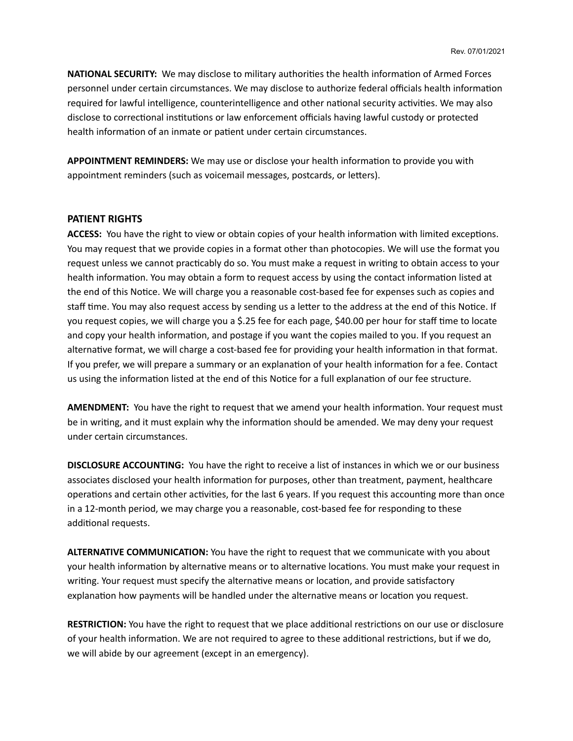**NATIONAL SECURITY:** We may disclose to military authorities the health information of Armed Forces personnel under certain circumstances. We may disclose to authorize federal officials health information required for lawful intelligence, counterintelligence and other national security activities. We may also disclose to correctional institutions or law enforcement officials having lawful custody or protected health information of an inmate or patient under certain circumstances.

**APPOINTMENT REMINDERS:** We may use or disclose your health information to provide you with appointment reminders (such as voicemail messages, postcards, or letters).

### PATIENT RIGHTS

**ACCESS:** You have the right to view or obtain copies of your health information with limited exceptions. You may request that we provide copies in a format other than photocopies. We will use the format you request unless we cannot practicably do so. You must make a request in writing to obtain access to your health information. You may obtain a form to request access by using the contact information listed at the end of this Notice. We will charge you a reasonable cost-based fee for expenses such as copies and staff time. You may also request access by sending us a letter to the address at the end of this Notice. If you request copies, we will charge you a $.25 fee for each page, $40.00 per hour for staff time to locate and copy your health information, and postage if you want the copies mailed to you. If you request an alternative format, we will charge a cost-based fee for providing your health information in that format. If you prefer, we will prepare a summary or an explanation of your health information for a fee. Contact us using the information listed at the end of this Notice for a full explanation of our fee structure.

**AMENDMENT:** You have the right to request that we amend your health information. Your request must be in writing, and it must explain why the information should be amended. We may deny your request under certain circumstances.

**DISCLOSURE ACCOUNTING:** You have the right to receive a list of instances in which we or our business associates disclosed your health information for purposes, other than treatment, payment, healthcare operations and certain other activities, for the last 6 years. If you request this accounting more than once in a 12-month period, we may charge you a reasonable, cost-based fee for responding to these additional requests.

**ALTERNATIVE COMMUNICATION:** You have the right to request that we communicate with you about your health information by alternative means or to alternative locations. You must make your request in writing. Your request must specify the alternative means or location, and provide satisfactory explanation how payments will be handled under the alternative means or location you request.

**RESTRICTION:** You have the right to request that we place additional restrictions on our use or disclosure of your health information. We are not required to agree to these additional restrictions, but if we do, we will abide by our agreement (except in an emergency).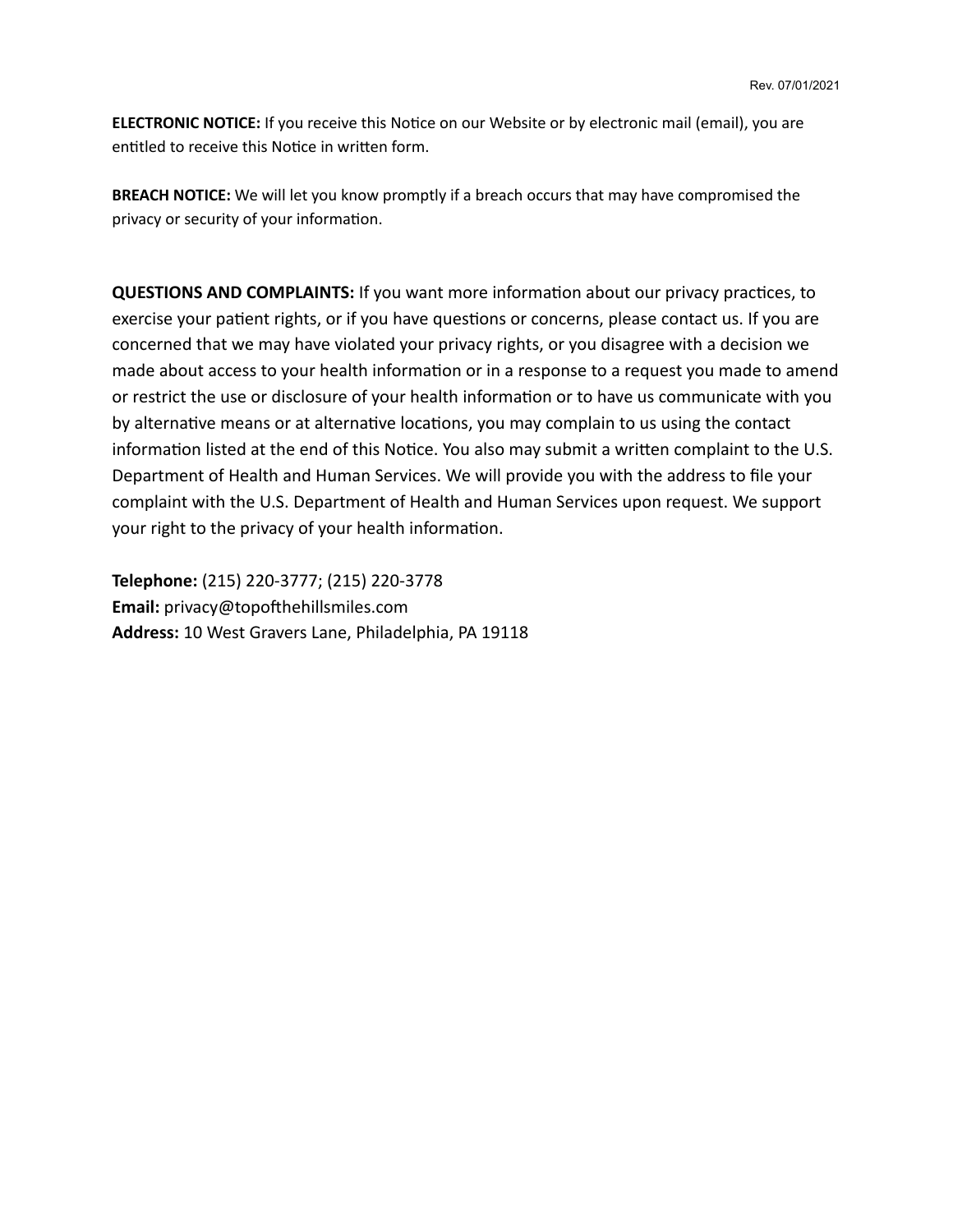Rev. 07/01/2021

**ELECTRONIC NOTICE:** If you receive this Notice on our Website or by electronic mail (email), you are entitled to receive this Notice in written form.

**BREACH NOTICE:** We will let you know promptly if a breach occurs that may have compromised the privacy or security of your information.

**QUESTIONS AND COMPLAINTS:** If you want more information about our privacy practices, to exercise your patient rights, or if you have questions or concerns, please contact us. If you are concerned that we may have violated your privacy rights, or you disagree with a decision we made about access to your health information or in a response to a request you made to amend or restrict the use or disclosure of your health information or to have us communicate with you by alternative means or at alternative locations, you may complain to us using the contact information listed at the end of this Notice. You also may submit a written complaint to the U.S. Department of Health and Human Services. We will provide you with the address to file your complaint with the U.S. Department of Health and Human Services upon request. We support your right to the privacy of your health information.

**Telephone:** (215) 220-3777; (215) 220-3778
**Email:** privacy@topofthehillsmiles.com
**Address:** 10 West Gravers Lane, Philadelphia, PA 19118